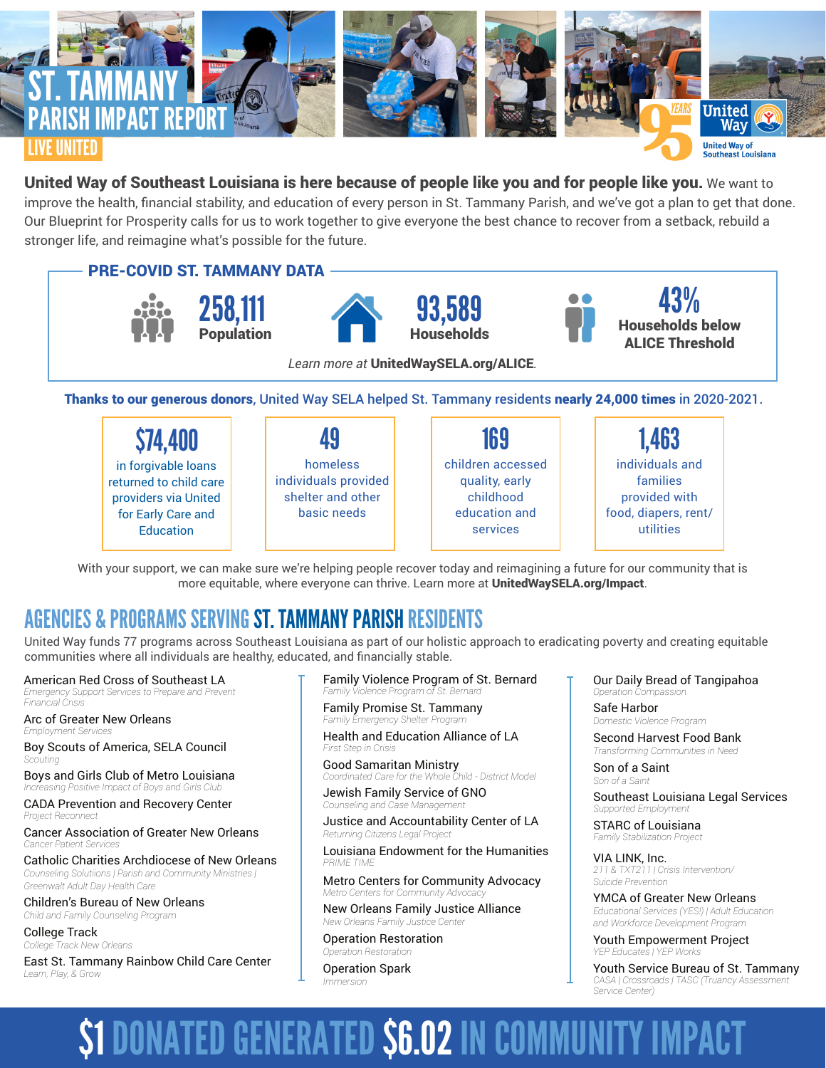# ST. TAMMANY PARISH IMPACT REPORT

LIVE UNITED

95 YEARS United Way — United Way of Southeast Louisiana

**United Way of Southeast Louisiana is here because of people like you and for people like you.** We want to improve the health, financial stability, and education of every person in St. Tammany Parish, and we've got a plan to get that done. Our Blueprint for Prosperity calls for us to work together to give everyone the best chance to recover from a setback, rebuild a stronger life, and reimagine what's possible for the future.

## PRE-COVID ST. TAMMANY DATA

- **258,111** Population
- **93,589** Households
- **43%** Households below ALICE Threshold

*Learn more at* **UnitedWaySELA.org/ALICE**.

**Thanks to our generous donors,** United Way SELA helped St. Tammany residents **nearly 24,000 times** in 2020-2021.

- **$74,400** in forgivable loans returned to child care providers via United for Early Care and Education
- **49** homeless individuals provided shelter and other basic needs
- **169** children accessed quality, early childhood education and services
- **1,463** individuals and families provided with food, diapers, rent/utilities

With your support, we can make sure we're helping people recover today and reimagining a future for our community that is more equitable, where everyone can thrive. Learn more at **UnitedWaySELA.org/Impact**.

## AGENCIES & PROGRAMS SERVING ST. TAMMANY PARISH RESIDENTS

United Way funds 77 programs across Southeast Louisiana as part of our holistic approach to eradicating poverty and creating equitable communities where all individuals are healthy, educated, and financially stable.

American Red Cross of Southeast LA
*Emergency Support Services to Prepare and Prevent Financial Crisis*

Arc of Greater New Orleans
*Employment Services*

Boy Scouts of America, SELA Council
*Scouting*

Boys and Girls Club of Metro Louisiana
*Increasing Positive Impact of Boys and Girls Club*

CADA Prevention and Recovery Center
*Project Reconnect*

Cancer Association of Greater New Orleans
*Cancer Patient Services*

Catholic Charities Archdiocese of New Orleans
*Counseling Solutions | Parish and Community Ministries | Greenwalt Adult Day Health Care*

Children's Bureau of New Orleans
*Child and Family Counseling Program*

College Track
*College Track New Orleans*

East St. Tammany Rainbow Child Care Center
*Learn, Play, & Grow*

Family Violence Program of St. Bernard
*Family Violence Program of St. Bernard*

Family Promise St. Tammany
*Family Emergency Shelter Program*

Health and Education Alliance of LA
*First Step in Crisis*

Good Samaritan Ministry
*Coordinated Care for the Whole Child - District Model*

Jewish Family Service of GNO
*Counseling and Case Management*

Justice and Accountability Center of LA
*Returning Citizens Legal Project*

Louisiana Endowment for the Humanities
*PRIME TIME*

Metro Centers for Community Advocacy
*Metro Centers for Community Advocacy*

New Orleans Family Justice Alliance
*New Orleans Family Justice Center*

Operation Restoration
*Operation Restoration*

Operation Spark
*Immersion*

Our Daily Bread of Tangipahoa
*Operation Compassion*

Safe Harbor
*Domestic Violence Program*

Second Harvest Food Bank
*Transforming Communities in Need*

Son of a Saint
*Son of a Saint*

Southeast Louisiana Legal Services
*Supported Employment*

STARC of Louisiana
*Family Stabilization Project*

VIA LINK, Inc.
*211 & TXT211 | Crisis Intervention/ Suicide Prevention*

YMCA of Greater New Orleans
*Educational Services (YES!) | Adult Education and Workforce Development Program*

Youth Empowerment Project
*YEP Educates | YEP Works*

Youth Service Bureau of St. Tammany
*CASA | Crossroads | TASC (Truancy Assessment Service Center)*

**$1 DONATED GENERATED $6.02 IN COMMUNITY IMPACT**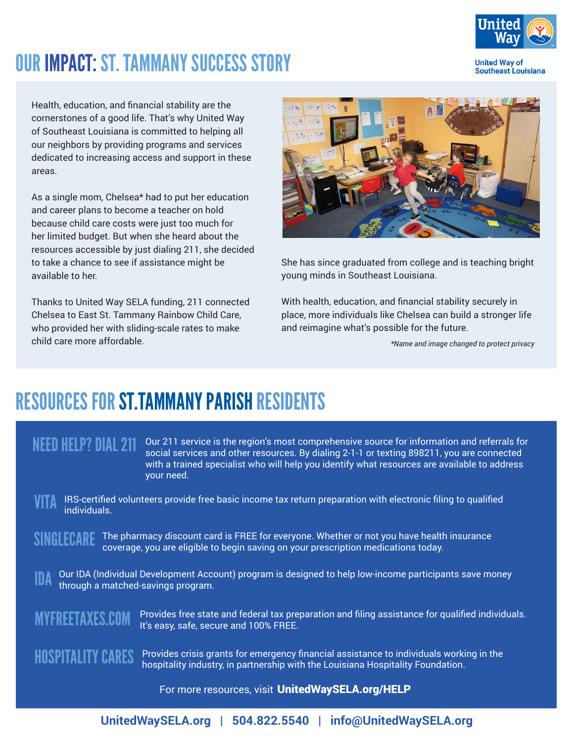# OUR IMPACT: ST. TAMMANY SUCCESS STORY

United Way of Southeast Louisiana

Health, education, and financial stability are the cornerstones of a good life. That's why United Way of Southeast Louisiana is committed to helping all our neighbors by providing programs and services dedicated to increasing access and support in these areas.

As a single mom, Chelsea* had to put her education and career plans to become a teacher on hold because child care costs were just too much for her limited budget. But when she heard about the resources accessible by just dialing 211, she decided to take a chance to see if assistance might be available to her.

Thanks to United Way SELA funding, 211 connected Chelsea to East St. Tammany Rainbow Child Care, who provided her with sliding-scale rates to make child care more affordable.

She has since graduated from college and is teaching bright young minds in Southeast Louisiana.

With health, education, and financial stability securely in place, more individuals like Chelsea can build a stronger life and reimagine what's possible for the future.

*\*Name and image changed to protect privacy*

# RESOURCES FOR ST.TAMMANY PARISH RESIDENTS

**NEED HELP? DIAL 211** Our 211 service is the region's most comprehensive source for information and referrals for social services and other resources. By dialing 2-1-1 or texting 898211, you are connected with a trained specialist who will help you identify what resources are available to address your need.

**VITA** IRS-certified volunteers provide free basic income tax return preparation with electronic filing to qualified individuals.

**SINGLECARE** The pharmacy discount card is FREE for everyone. Whether or not you have health insurance coverage, you are eligible to begin saving on your prescription medications today.

**IDA** Our IDA (Individual Development Account) program is designed to help low-income participants save money through a matched-savings program.

**MYFREETAXES.COM** Provides free state and federal tax preparation and filing assistance for qualified individuals. It's easy, safe, secure and 100% FREE.

**HOSPITALITY CARES** Provides crisis grants for emergency financial assistance to individuals working in the hospitality industry, in partnership with the Louisiana Hospitality Foundation.

For more resources, visit **UnitedWaySELA.org/HELP**

**UnitedWaySELA.org | 504.822.5540 | info@UnitedWaySELA.org**